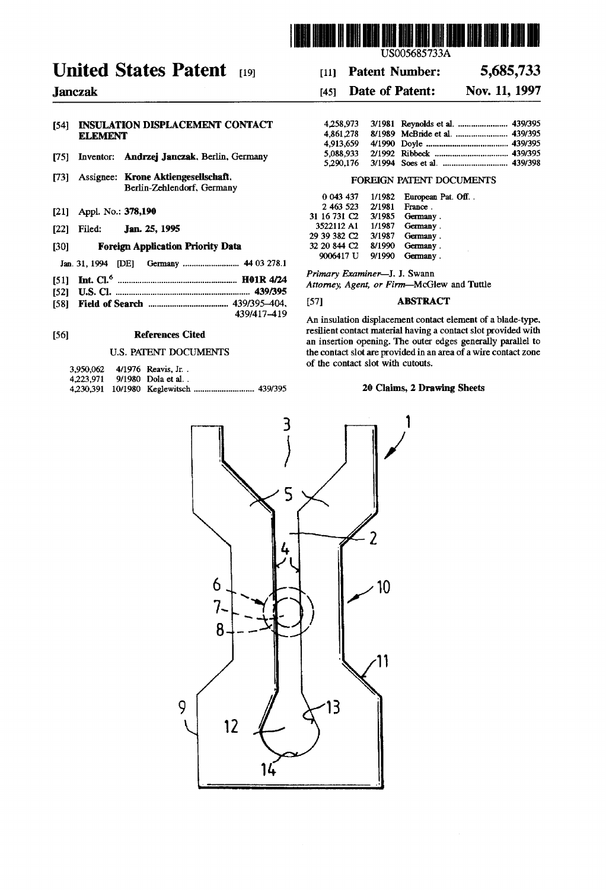# United States Patent [19]

**Janczak**

US005685733A

[11] **Patent Number: 5,685,733**

[45] **Date of Patent: Nov. 11, 1997**

[54] **INSULATION DISPLACEMENT CONTACT ELEMENT**

[75] Inventor: **Andrzej Janczak**, Berlin, Germany

[73] Assignee: **Krone Aktiengesellschaft**, Berlin-Zehlendorf, Germany

[21] Appl. No.: **378,190**

[22] Filed: **Jan. 25, 1995**

[30] **Foreign Application Priority Data**

Jan. 31, 1994 [DE] Germany .......................... 44 03 278.1

[51] **Int. Cl.**[6] ...................................................... **H01R 4/24**

[52] **U.S. Cl.** .............................................................. **439/395**

[58] **Field of Search** .................................... 439/395–404, 439/417–419

[56] **References Cited**

U.S. PATENT DOCUMENTS

| | | | |
|---|---|---|---|
| 3,950,062 | 4/1976 | Reavis, Jr. . | |
| 4,223,971 | 9/1980 | Dola et al. . | |
| 4,230,391 | 10/1980 | Keglewitsch | 439/395 |
| 4,258,973 | 3/1981 | Reynolds et al. | 439/395 |
| 4,861,278 | 8/1989 | McBride et al. | 439/395 |
| 4,913,659 | 4/1990 | Doyle | 439/395 |
| 5,088,933 | 2/1992 | Ribbeck | 439/395 |
| 5,290,176 | 3/1994 | Soes et al. | 439/398 |

FOREIGN PATENT DOCUMENTS

| | | |
|---|---|---|
| 0 043 437 | 1/1982 | European Pat. Off. . |
| 2 463 523 | 2/1981 | France . |
| 31 16 731 C2 | 3/1985 | Germany . |
| 3522112 A1 | 1/1987 | Germany . |
| 29 39 382 C2 | 3/1987 | Germany . |
| 32 20 844 C2 | 8/1990 | Germany . |
| 9006417 U | 9/1990 | Germany . |

*Primary Examiner*—J. J. Swann

*Attorney, Agent, or Firm*—McGlew and Tuttle

[57] **ABSTRACT**

An insulation displacement contact element of a blade-type, resilient contact material having a contact slot provided with an insertion opening. The outer edges generally parallel to the contact slot are provided in an area of a wire contact zone of the contact slot with cutouts.

**20 Claims, 2 Drawing Sheets**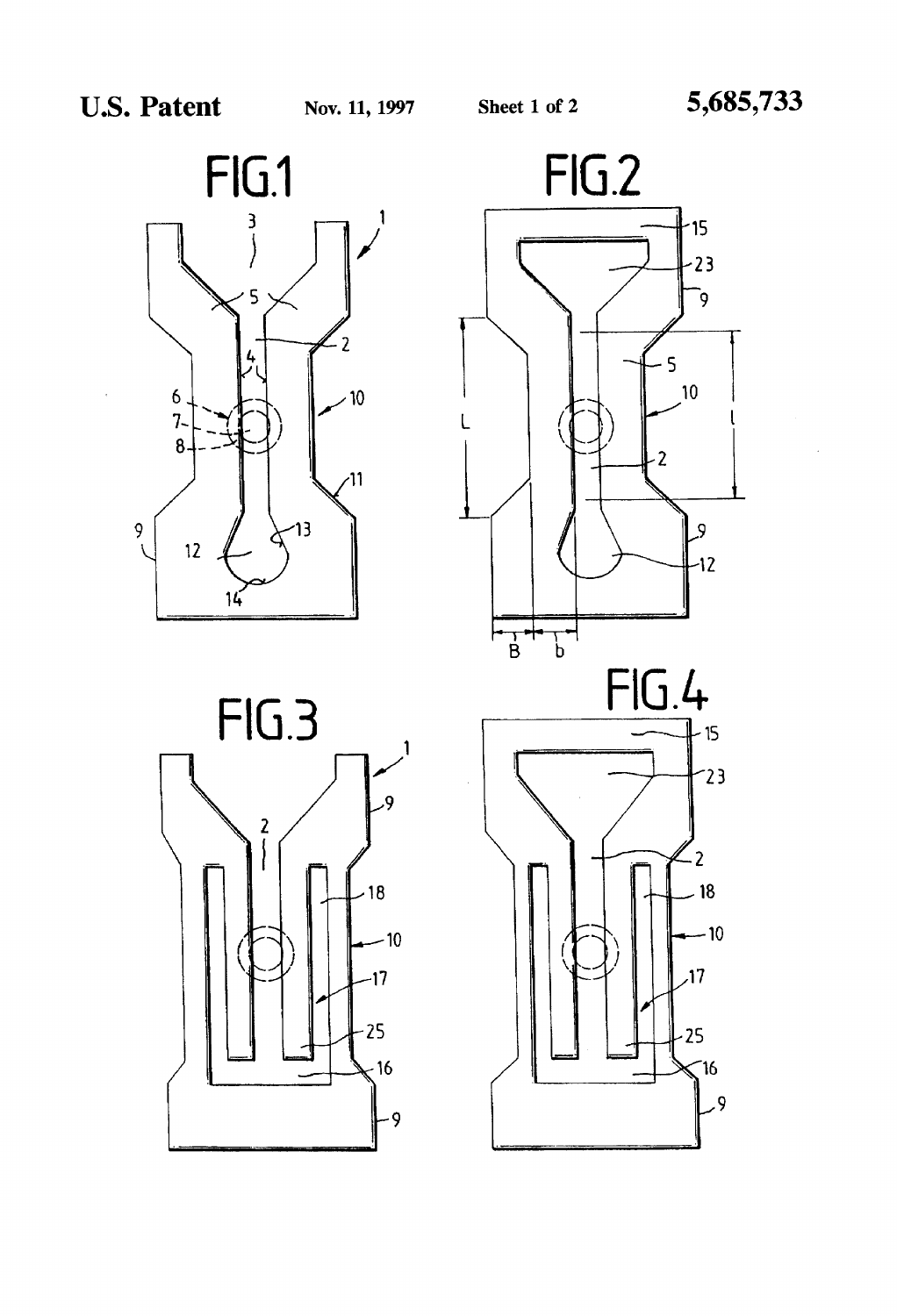FIG.1

FIG.2

FIG.3

FIG.4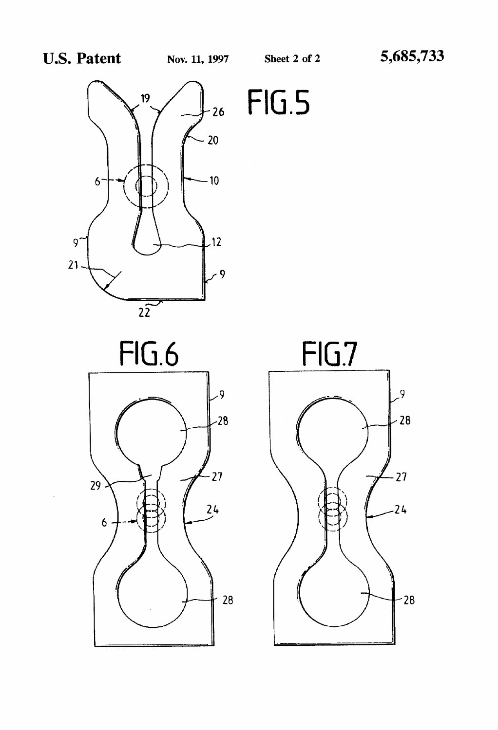FIG.5

FIG.6

FIG.7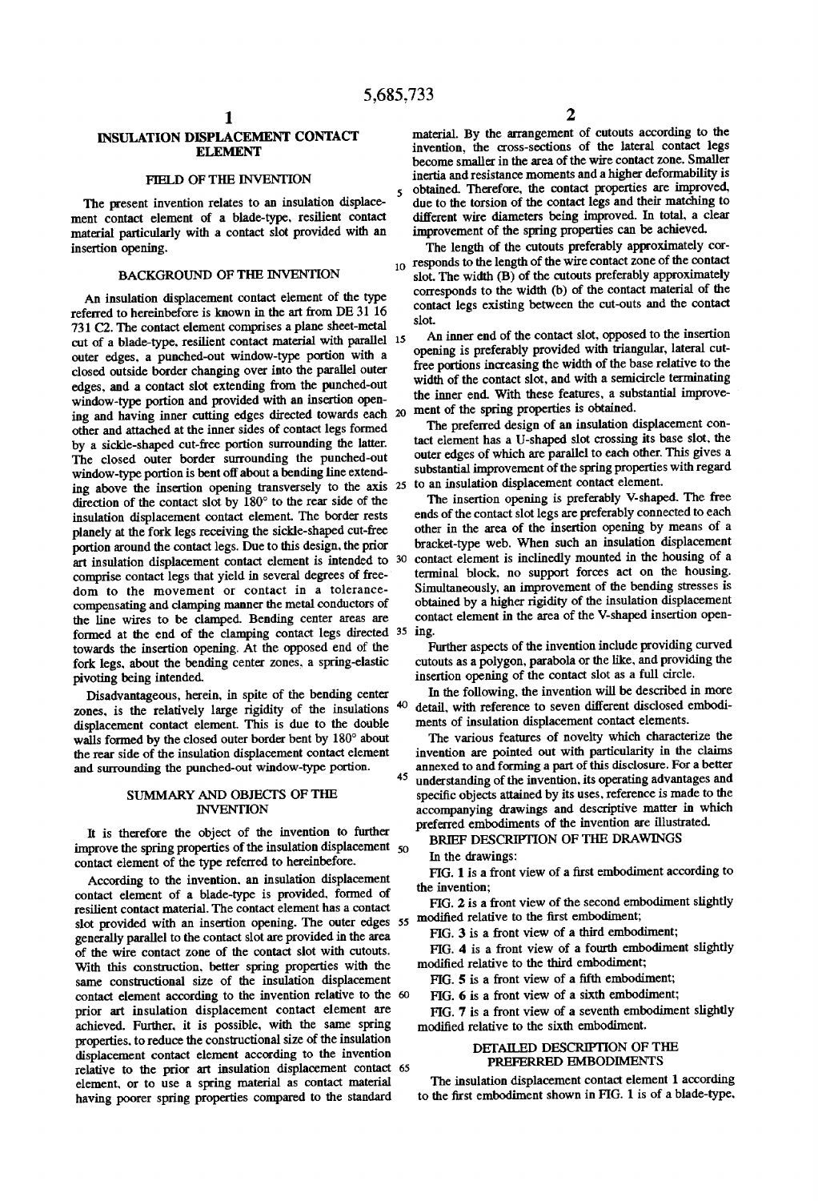# INSULATION DISPLACEMENT CONTACT ELEMENT

## FIELD OF THE INVENTION

The present invention relates to an insulation displacement contact element of a blade-type, resilient contact material particularly with a contact slot provided with an insertion opening.

## BACKGROUND OF THE INVENTION

An insulation displacement contact element of the type referred to hereinbefore is known in the art from DE 31 16 731 C2. The contact element comprises a plane sheet-metal cut of a blade-type, resilient contact material with parallel outer edges, a punched-out window-type portion with a closed outside border changing over into the parallel outer edges, and a contact slot extending from the punched-out window-type portion and provided with an insertion opening and having inner cutting edges directed towards each other and attached at the inner sides of contact legs formed by a sickle-shaped cut-free portion surrounding the latter. The closed outer border surrounding the punched-out window-type portion is bent off about a bending line extending above the insertion opening transversely to the axis direction of the contact slot by 180° to the rear side of the insulation displacement contact element. The border rests planely at the fork legs receiving the sickle-shaped cut-free portion around the contact legs. Due to this design, the prior art insulation displacement contact element is intended to comprise contact legs that yield in several degrees of freedom to the movement or contact in a tolerance-compensating and clamping manner the metal conductors of the line wires to be clamped. Bending center areas are formed at the end of the clamping contact legs directed towards the insertion opening. At the opposed end of the fork legs, about the bending center zones, a spring-elastic pivoting being intended.

Disadvantageous, herein, in spite of the bending center zones, is the relatively large rigidity of the insulations displacement contact element. This is due to the double walls formed by the closed outer border bent by 180° about the rear side of the insulation displacement contact element and surrounding the punched-out window-type portion.

## SUMMARY AND OBJECTS OF THE INVENTION

It is therefore the object of the invention to further improve the spring properties of the insulation displacement contact element of the type referred to hereinbefore.

According to the invention, an insulation displacement contact element of a blade-type is provided, formed of resilient contact material. The contact element has a contact slot provided with an insertion opening. The outer edges generally parallel to the contact slot are provided in the area of the wire contact zone of the contact slot with cutouts. With this construction, better spring properties with the same constructional size of the insulation displacement contact element according to the invention relative to the prior art insulation displacement contact element are achieved. Further, it is possible, with the same spring properties, to reduce the constructional size of the insulation displacement contact element according to the invention relative to the prior art insulation displacement contact element, or to use a spring material as contact material having poorer spring properties compared to the standard material. By the arrangement of cutouts according to the invention, the cross-sections of the lateral contact legs become smaller in the area of the wire contact zone. Smaller inertia and resistance moments and a higher deformability is obtained. Therefore, the contact properties are improved, due to the torsion of the contact legs and their matching to different wire diameters being improved. In total, a clear improvement of the spring properties can be achieved.

The length of the cutouts preferably approximately corresponds to the length of the wire contact zone of the contact slot. The width (B) of the cutouts preferably approximately corresponds to the width (b) of the contact material of the contact legs existing between the cut-outs and the contact slot.

An inner end of the contact slot, opposed to the insertion opening is preferably provided with triangular, lateral cut-free portions increasing the width of the base relative to the width of the contact slot, and with a semicircle terminating the inner end. With these features, a substantial improvement of the spring properties is obtained.

The preferred design of an insulation displacement contact element has a U-shaped slot crossing its base slot, the outer edges of which are parallel to each other. This gives a substantial improvement of the spring properties with regard to an insulation displacement contact element.

The insertion opening is preferably V-shaped. The free ends of the contact slot legs are preferably connected to each other in the area of the insertion opening by means of a bracket-type web. When such an insulation displacement contact element is inclinedly mounted in the housing of a terminal block, no support forces act on the housing. Simultaneously, an improvement of the bending stresses is obtained by a higher rigidity of the insulation displacement contact element in the area of the V-shaped insertion opening.

Further aspects of the invention include providing curved cutouts as a polygon, parabola or the like, and providing the insertion opening of the contact slot as a full circle.

In the following, the invention will be described in more detail, with reference to seven different disclosed embodiments of insulation displacement contact elements.

The various features of novelty which characterize the invention are pointed out with particularity in the claims annexed to and forming a part of this disclosure. For a better understanding of the invention, its operating advantages and specific objects attained by its uses, reference is made to the accompanying drawings and descriptive matter in which preferred embodiments of the invention are illustrated.

## BRIEF DESCRIPTION OF THE DRAWINGS

In the drawings:

FIG. 1 is a front view of a first embodiment according to the invention;

FIG. 2 is a front view of the second embodiment slightly modified relative to the first embodiment;

FIG. 3 is a front view of a third embodiment;

FIG. 4 is a front view of a fourth embodiment slightly modified relative to the third embodiment;

FIG. 5 is a front view of a fifth embodiment;

FIG. 6 is a front view of a sixth embodiment;

FIG. 7 is a front view of a seventh embodiment slightly modified relative to the sixth embodiment.

## DETAILED DESCRIPTION OF THE PREFERRED EMBODIMENTS

The insulation displacement contact element 1 according to the first embodiment shown in FIG. 1 is of a blade-type,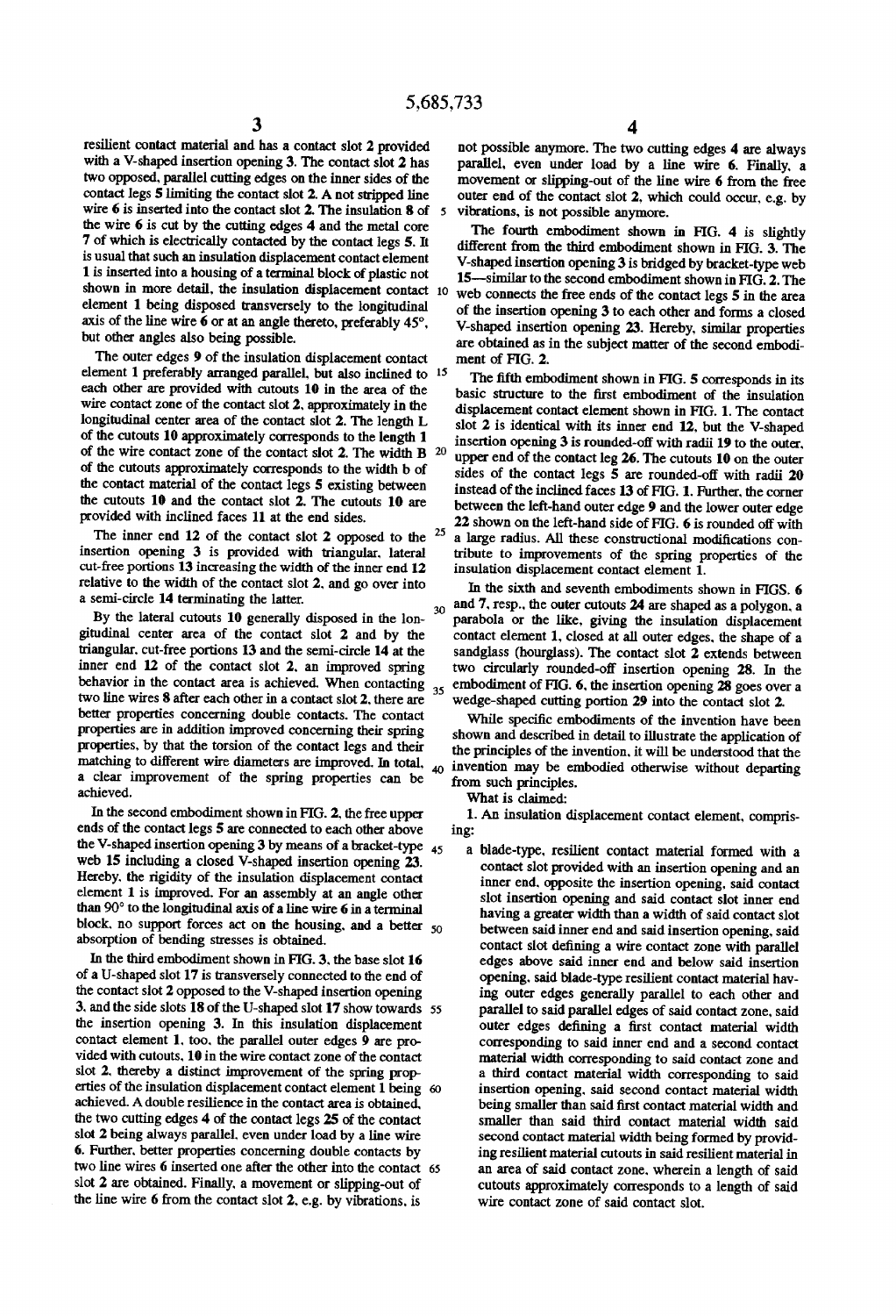resilient contact material and has a contact slot 2 provided with a V-shaped insertion opening 3. The contact slot 2 has two opposed, parallel cutting edges on the inner sides of the contact legs 5 limiting the contact slot 2. A not stripped line wire 6 is inserted into the contact slot 2. The insulation 8 of the wire 6 is cut by the cutting edges 4 and the metal core 7 of which is electrically contacted by the contact legs 5. It is usual that such an insulation displacement contact element 1 is inserted into a housing of a terminal block of plastic not shown in more detail, the insulation displacement contact element 1 being disposed transversely to the longitudinal axis of the line wire 6 or at an angle thereto, preferably 45°, but other angles also being possible.

The outer edges 9 of the insulation displacement contact element 1 preferably arranged parallel, but also inclined to each other are provided with cutouts 10 in the area of the wire contact zone of the contact slot 2, approximately in the longitudinal center area of the contact slot 2. The length L of the cutouts 10 approximately corresponds to the length 1 of the wire contact zone of the contact slot 2. The width B of the cutouts approximately corresponds to the width b of the contact material of the contact legs 5 existing between the cutouts 10 and the contact slot 2. The cutouts 10 are provided with inclined faces 11 at the end sides.

The inner end 12 of the contact slot 2 opposed to the insertion opening 3 is provided with triangular, lateral cut-free portions 13 increasing the width of the inner end 12 relative to the width of the contact slot 2, and go over into a semi-circle 14 terminating the latter.

By the lateral cutouts 10 generally disposed in the longitudinal center area of the contact slot 2 and by the triangular, cut-free portions 13 and the semi-circle 14 at the inner end 12 of the contact slot 2, an improved spring behavior in the contact area is achieved. When contacting two line wires 8 after each other in a contact slot 2, there are better properties concerning double contacts. The contact properties are in addition improved concerning their spring properties, by that the torsion of the contact legs and their matching to different wire diameters are improved. In total, a clear improvement of the spring properties can be achieved.

In the second embodiment shown in FIG. 2, the free upper ends of the contact legs 5 are connected to each other above the V-shaped insertion opening 3 by means of a bracket-type web 15 including a closed V-shaped insertion opening 23. Hereby, the rigidity of the insulation displacement contact element 1 is improved. For an assembly at an angle other than 90° to the longitudinal axis of a line wire 6 in a terminal block, no support forces act on the housing, and a better absorption of bending stresses is obtained.

In the third embodiment shown in FIG. 3, the base slot 16 of a U-shaped slot 17 is transversely connected to the end of the contact slot 2 opposed to the V-shaped insertion opening 3, and the side slots 18 of the U-shaped slot 17 show towards the insertion opening 3. In this insulation displacement contact element 1, too, the parallel outer edges 9 are provided with cutouts, 10 in the wire contact zone of the contact slot 2, thereby a distinct improvement of the spring properties of the insulation displacement contact element 1 being achieved. A double resilience in the contact area is obtained, the two cutting edges 4 of the contact legs 25 of the contact slot 2 being always parallel, even under load by a line wire 6. Further, better properties concerning double contacts by two line wires 6 inserted one after the other into the contact slot 2 are obtained. Finally, a movement or slipping-out of the line wire 6 from the contact slot 2, e.g. by vibrations, is not possible anymore. The two cutting edges 4 are always parallel, even under load by a line wire 6. Finally, a movement or slipping-out of the line wire 6 from the free outer end of the contact slot 2, which could occur, e.g. by vibrations, is not possible anymore.

The fourth embodiment shown in FIG. 4 is slightly different from the third embodiment shown in FIG. 3. The V-shaped insertion opening 3 is bridged by bracket-type web 15—similar to the second embodiment shown in FIG. 2. The web connects the free ends of the contact legs 5 in the area of the insertion opening 3 to each other and forms a closed V-shaped insertion opening 23. Hereby, similar properties are obtained as in the subject matter of the second embodiment of FIG. 2.

The fifth embodiment shown in FIG. 5 corresponds in its basic structure to the first embodiment of the insulation displacement contact element shown in FIG. 1. The contact slot 2 is identical with its inner end 12, but the V-shaped insertion opening 3 is rounded-off with radii 19 to the outer, upper end of the contact leg 26. The cutouts 10 on the outer sides of the contact legs 5 are rounded-off with radii 20 instead of the inclined faces 13 of FIG. 1. Further, the corner between the left-hand outer edge 9 and the lower outer edge 22 shown on the left-hand side of FIG. 6 is rounded off with a large radius. All these constructional modifications contribute to improvements of the spring properties of the insulation displacement contact element 1.

In the sixth and seventh embodiments shown in FIGS. 6 and 7, resp., the outer cutouts 24 are shaped as a polygon, a parabola or the like, giving the insulation displacement contact element 1, closed at all outer edges, the shape of a sandglass (hourglass). The contact slot 2 extends between two circularly rounded-off insertion opening 28. In the embodiment of FIG. 6, the insertion opening 28 goes over a wedge-shaped cutting portion 29 into the contact slot 2.

While specific embodiments of the invention have been shown and described in detail to illustrate the application of the principles of the invention, it will be understood that the invention may be embodied otherwise without departing from such principles.

What is claimed:

1. An insulation displacement contact element, comprising:

a blade-type, resilient contact material formed with a contact slot provided with an insertion opening and an inner end, opposite the insertion opening, said contact slot insertion opening and said contact slot inner end having a greater width than a width of said contact slot between said inner end and said insertion opening, said contact slot defining a wire contact zone with parallel edges above said inner end and below said insertion opening, said blade-type resilient contact material having outer edges generally parallel to each other and parallel to said parallel edges of said contact zone, said outer edges defining a first contact material width corresponding to said inner end and a second contact material width corresponding to said contact zone and a third contact material width corresponding to said insertion opening, said second contact material width being smaller than said first contact material width and smaller than said third contact material width said second contact material width being formed by providing resilient material cutouts in said resilient material in an area of said contact zone, wherein a length of said cutouts approximately corresponds to a length of said wire contact zone of said contact slot.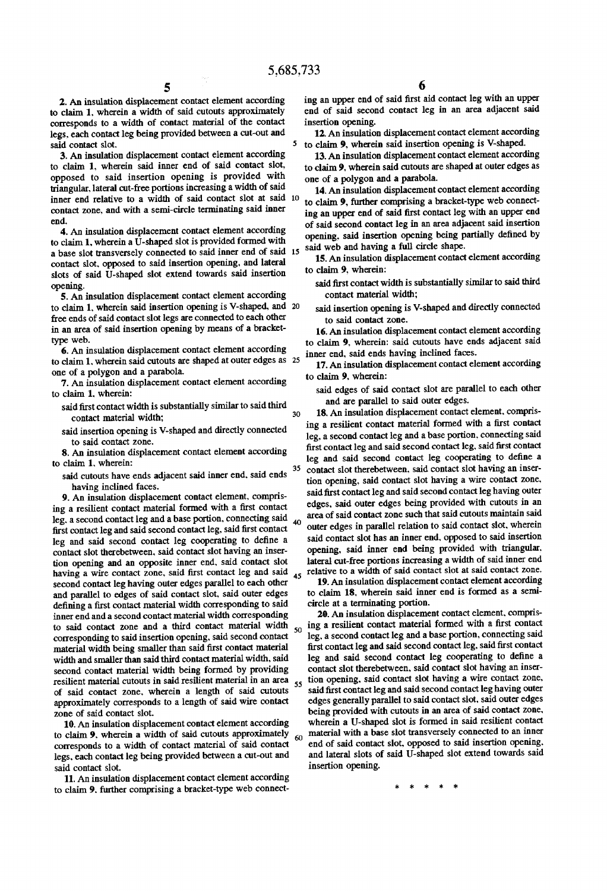2. An insulation displacement contact element according to claim 1, wherein a width of said cutouts approximately corresponds to a width of contact material of the contact legs, each contact leg being provided between a cut-out and said contact slot.

3. An insulation displacement contact element according to claim 1, wherein said inner end of said contact slot, opposed to said insertion opening is provided with triangular, lateral cut-free portions increasing a width of said inner end relative to a width of said contact slot at said contact zone, and with a semi-circle terminating said inner end.

4. An insulation displacement contact element according to claim 1, wherein a U-shaped slot is provided formed with a base slot transversely connected to said inner end of said contact slot, opposed to said insertion opening, and lateral slots of said U-shaped slot extend towards said insertion opening.

5. An insulation displacement contact element according to claim 1, wherein said insertion opening is V-shaped, and free ends of said contact slot legs are connected to each other in an area of said insertion opening by means of a bracket-type web.

6. An insulation displacement contact element according to claim 1, wherein said cutouts are shaped at outer edges as one of a polygon and a parabola.

7. An insulation displacement contact element according to claim 1, wherein:

said first contact width is substantially similar to said third contact material width;

said insertion opening is V-shaped and directly connected to said contact zone.

8. An insulation displacement contact element according to claim 1, wherein:

said cutouts have ends adjacent said inner end, said ends having inclined faces.

9. An insulation displacement contact element, comprising a resilient contact material formed with a first contact leg, a second contact leg and a base portion, connecting said first contact leg and said second contact leg, said first contact leg and said second contact leg cooperating to define a contact slot therebetween, said contact slot having an insertion opening and an opposite inner end, said contact slot having a wire contact zone, said first contact leg and said second contact leg having outer edges parallel to each other and parallel to edges of said contact slot, said outer edges defining a first contact material width corresponding to said inner end and a second contact material width corresponding to said contact zone and a third contact material width corresponding to said insertion opening, said second contact material width being smaller than said first contact material width and smaller than said third contact material width, said second contact material width being formed by providing resilient material cutouts in said resilient material in an area of said contact zone, wherein a length of said cutouts approximately corresponds to a length of said wire contact zone of said contact slot.

10. An insulation displacement contact element according to claim 9, wherein a width of said cutouts approximately corresponds to a width of contact material of said contact legs, each contact leg being provided between a cut-out and said contact slot.

11. An insulation displacement contact element according to claim 9, further comprising a bracket-type web connecting an upper end of said first aid contact leg with an upper end of said second contact leg in an area adjacent said insertion opening.

12. An insulation displacement contact element according to claim 9, wherein said insertion opening is V-shaped.

13. An insulation displacement contact element according to claim 9, wherein said cutouts are shaped at outer edges as one of a polygon and a parabola.

14. An insulation displacement contact element according to claim 9, further comprising a bracket-type web connecting an upper end of said first contact leg with an upper end of said second contact leg in an area adjacent said insertion opening, said insertion opening being partially defined by said web and having a full circle shape.

15. An insulation displacement contact element according to claim 9, wherein:

said first contact width is substantially similar to said third contact material width;

said insertion opening is V-shaped and directly connected to said contact zone.

16. An insulation displacement contact element according to claim 9, wherein: said cutouts have ends adjacent said inner end, said ends having inclined faces.

17. An insulation displacement contact element according to claim 9, wherein:

said edges of said contact slot are parallel to each other and are parallel to said outer edges.

18. An insulation displacement contact element, comprising a resilient contact material formed with a first contact leg, a second contact leg and a base portion, connecting said first contact leg and said second contact leg, said first contact leg and said second contact leg cooperating to define a contact slot therebetween, said contact slot having an insertion opening, said contact slot having a wire contact zone, said first contact leg and said second contact leg having outer edges, said outer edges being provided with cutouts in an area of said contact zone such that said cutouts maintain said outer edges in parallel relation to said contact slot, wherein said contact slot has an inner end, opposed to said insertion opening, said inner end being provided with triangular, lateral cut-free portions increasing a width of said inner end relative to a width of said contact slot at said contact zone.

19. An insulation displacement contact element according to claim 18, wherein said inner end is formed as a semicircle at a terminating portion.

20. An insulation displacement contact element, comprising a resilient contact material formed with a first contact leg, a second contact leg and a base portion, connecting said first contact leg and said second contact leg, said first contact leg and said second contact leg cooperating to define a contact slot therebetween, said contact slot having an insertion opening, said contact slot having a wire contact zone, said first contact leg and said second contact leg having outer edges generally parallel to said contact slot, said outer edges being provided with cutouts in an area of said contact zone, wherein a U-shaped slot is formed in said resilient contact material with a base slot transversely connected to an inner end of said contact slot, opposed to said insertion opening, and lateral slots of said U-shaped slot extend towards said insertion opening.

\* \* \* \* \*